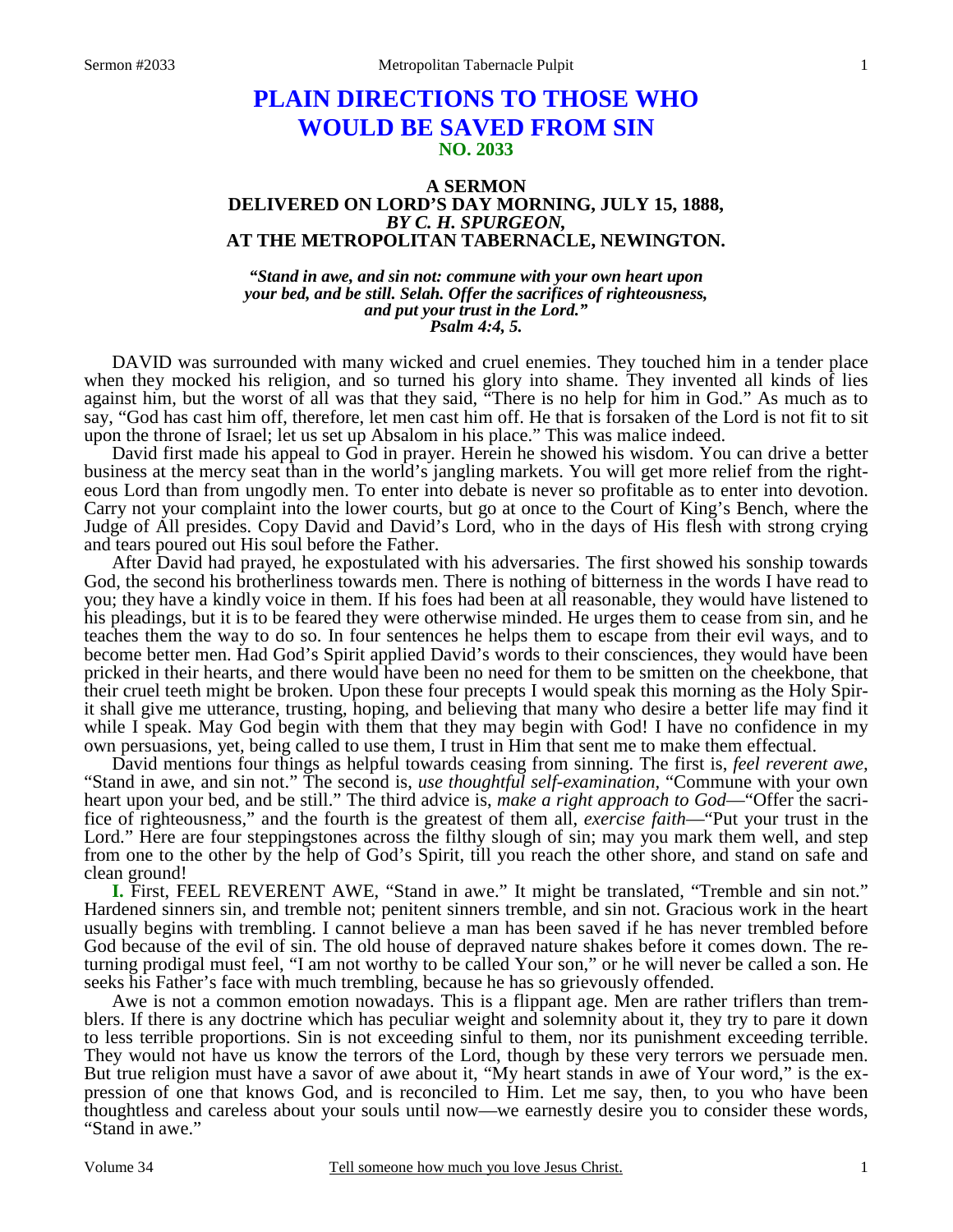# PLAIN DIRECTIONS TO THOSE WHO WOULD BE SAVED FROM SIN

## NO. 2033

### A SERMON DELIVERED ON LORD'S DAY MORNING, JULY 15, 1888, *BY C. H. SPURGEON,* AT THE METROPOLITAN TABERNACLE, NEWINGTON.

***"Stand in awe, and sin not: commune with your own heart upon your bed, and be still. Selah. Offer the sacrifices of righteousness, and put your trust in the Lord." Psalm 4:4, 5.***

DAVID was surrounded with many wicked and cruel enemies. They touched him in a tender place when they mocked his religion, and so turned his glory into shame. They invented all kinds of lies against him, but the worst of all was that they said, "There is no help for him in God." As much as to say, "God has cast him off, therefore, let men cast him off. He that is forsaken of the Lord is not fit to sit upon the throne of Israel; let us set up Absalom in his place." This was malice indeed.

David first made his appeal to God in prayer. Herein he showed his wisdom. You can drive a better business at the mercy seat than in the world's jangling markets. You will get more relief from the righteous Lord than from ungodly men. To enter into debate is never so profitable as to enter into devotion. Carry not your complaint into the lower courts, but go at once to the Court of King's Bench, where the Judge of All presides. Copy David and David's Lord, who in the days of His flesh with strong crying and tears poured out His soul before the Father.

After David had prayed, he expostulated with his adversaries. The first showed his sonship towards God, the second his brotherliness towards men. There is nothing of bitterness in the words I have read to you; they have a kindly voice in them. If his foes had been at all reasonable, they would have listened to his pleadings, but it is to be feared they were otherwise minded. He urges them to cease from sin, and he teaches them the way to do so. In four sentences he helps them to escape from their evil ways, and to become better men. Had God's Spirit applied David's words to their consciences, they would have been pricked in their hearts, and there would have been no need for them to be smitten on the cheekbone, that their cruel teeth might be broken. Upon these four precepts I would speak this morning as the Holy Spirit shall give me utterance, trusting, hoping, and believing that many who desire a better life may find it while I speak. May God begin with them that they may begin with God! I have no confidence in my own persuasions, yet, being called to use them, I trust in Him that sent me to make them effectual.

David mentions four things as helpful towards ceasing from sinning. The first is, *feel reverent awe,* "Stand in awe, and sin not." The second is, *use thoughtful self-examination,* "Commune with your own heart upon your bed, and be still." The third advice is, *make a right approach to God*—"Offer the sacrifice of righteousness," and the fourth is the greatest of them all, *exercise faith*—"Put your trust in the Lord." Here are four steppingstones across the filthy slough of sin; may you mark them well, and step from one to the other by the help of God's Spirit, till you reach the other shore, and stand on safe and clean ground!

**I.** First, FEEL REVERENT AWE, "Stand in awe." It might be translated, "Tremble and sin not." Hardened sinners sin, and tremble not; penitent sinners tremble, and sin not. Gracious work in the heart usually begins with trembling. I cannot believe a man has been saved if he has never trembled before God because of the evil of sin. The old house of depraved nature shakes before it comes down. The returning prodigal must feel, "I am not worthy to be called Your son," or he will never be called a son. He seeks his Father's face with much trembling, because he has so grievously offended.

Awe is not a common emotion nowadays. This is a flippant age. Men are rather triflers than tremblers. If there is any doctrine which has peculiar weight and solemnity about it, they try to pare it down to less terrible proportions. Sin is not exceeding sinful to them, nor its punishment exceeding terrible. They would not have us know the terrors of the Lord, though by these very terrors we persuade men. But true religion must have a savor of awe about it, "My heart stands in awe of Your word," is the expression of one that knows God, and is reconciled to Him. Let me say, then, to you who have been thoughtless and careless about your souls until now—we earnestly desire you to consider these words, "Stand in awe."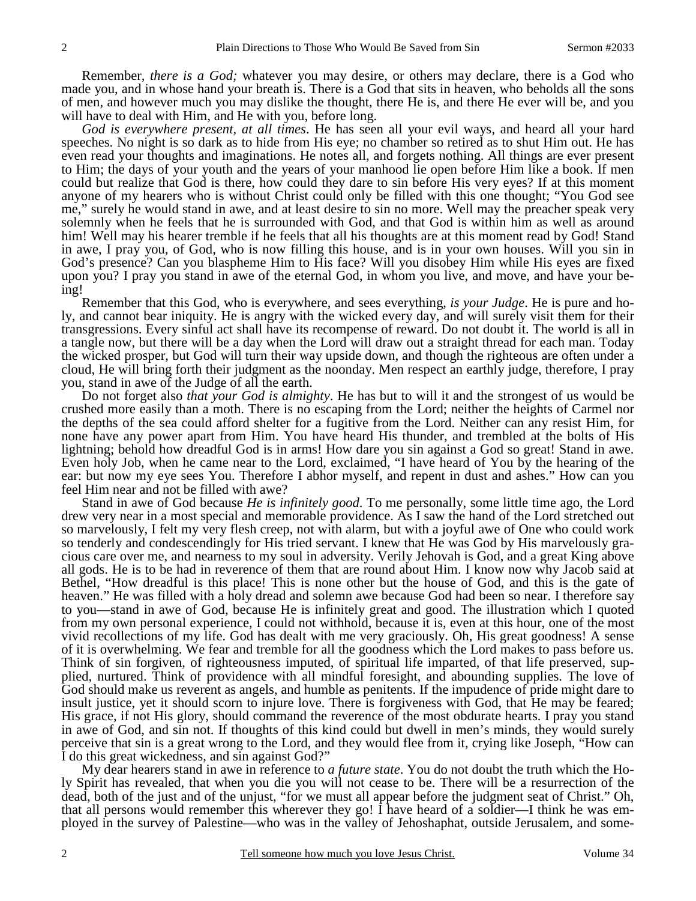Remember, *there is a God;* whatever you may desire, or others may declare, there is a God who made you, and in whose hand your breath is. There is a God that sits in heaven, who beholds all the sons of men, and however much you may dislike the thought, there He is, and there He ever will be, and you will have to deal with Him, and He with you, before long.

*God is everywhere present, at all times*. He has seen all your evil ways, and heard all your hard speeches. No night is so dark as to hide from His eye; no chamber so retired as to shut Him out. He has even read your thoughts and imaginations. He notes all, and forgets nothing. All things are ever present to Him; the days of your youth and the years of your manhood lie open before Him like a book. If men could but realize that God is there, how could they dare to sin before His very eyes? If at this moment anyone of my hearers who is without Christ could only be filled with this one thought; "You God see me," surely he would stand in awe, and at least desire to sin no more. Well may the preacher speak very solemnly when he feels that he is surrounded with God, and that God is within him as well as around him! Well may his hearer tremble if he feels that all his thoughts are at this moment read by God! Stand in awe, I pray you, of God, who is now filling this house, and is in your own houses. Will you sin in God's presence? Can you blaspheme Him to His face? Will you disobey Him while His eyes are fixed upon you? I pray you stand in awe of the eternal God, in whom you live, and move, and have your being!

Remember that this God, who is everywhere, and sees everything, *is your Judge*. He is pure and holy, and cannot bear iniquity. He is angry with the wicked every day, and will surely visit them for their transgressions. Every sinful act shall have its recompense of reward. Do not doubt it. The world is all in a tangle now, but there will be a day when the Lord will draw out a straight thread for each man. Today the wicked prosper, but God will turn their way upside down, and though the righteous are often under a cloud, He will bring forth their judgment as the noonday. Men respect an earthly judge, therefore, I pray you, stand in awe of the Judge of all the earth.

Do not forget also *that your God is almighty*. He has but to will it and the strongest of us would be crushed more easily than a moth. There is no escaping from the Lord; neither the heights of Carmel nor the depths of the sea could afford shelter for a fugitive from the Lord. Neither can any resist Him, for none have any power apart from Him. You have heard His thunder, and trembled at the bolts of His lightning; behold how dreadful God is in arms! How dare you sin against a God so great! Stand in awe. Even holy Job, when he came near to the Lord, exclaimed, "I have heard of You by the hearing of the ear: but now my eye sees You. Therefore I abhor myself, and repent in dust and ashes." How can you feel Him near and not be filled with awe?

Stand in awe of God because *He is infinitely good*. To me personally, some little time ago, the Lord drew very near in a most special and memorable providence. As I saw the hand of the Lord stretched out so marvelously, I felt my very flesh creep, not with alarm, but with a joyful awe of One who could work so tenderly and condescendingly for His tried servant. I knew that He was God by His marvelously gracious care over me, and nearness to my soul in adversity. Verily Jehovah is God, and a great King above all gods. He is to be had in reverence of them that are round about Him. I know now why Jacob said at Bethel, "How dreadful is this place! This is none other but the house of God, and this is the gate of heaven." He was filled with a holy dread and solemn awe because God had been so near. I therefore say to you—stand in awe of God, because He is infinitely great and good. The illustration which I quoted from my own personal experience, I could not withhold, because it is, even at this hour, one of the most vivid recollections of my life. God has dealt with me very graciously. Oh, His great goodness! A sense of it is overwhelming. We fear and tremble for all the goodness which the Lord makes to pass before us. Think of sin forgiven, of righteousness imputed, of spiritual life imparted, of that life preserved, supplied, nurtured. Think of providence with all mindful foresight, and abounding supplies. The love of God should make us reverent as angels, and humble as penitents. If the impudence of pride might dare to insult justice, yet it should scorn to injure love. There is forgiveness with God, that He may be feared; His grace, if not His glory, should command the reverence of the most obdurate hearts. I pray you stand in awe of God, and sin not. If thoughts of this kind could but dwell in men's minds, they would surely perceive that sin is a great wrong to the Lord, and they would flee from it, crying like Joseph, "How can I do this great wickedness, and sin against God?"

My dear hearers stand in awe in reference to *a future state*. You do not doubt the truth which the Holy Spirit has revealed, that when you die you will not cease to be. There will be a resurrection of the dead, both of the just and of the unjust, "for we must all appear before the judgment seat of Christ." Oh, that all persons would remember this wherever they go! I have heard of a soldier—I think he was employed in the survey of Palestine—who was in the valley of Jehoshaphat, outside Jerusalem, and some-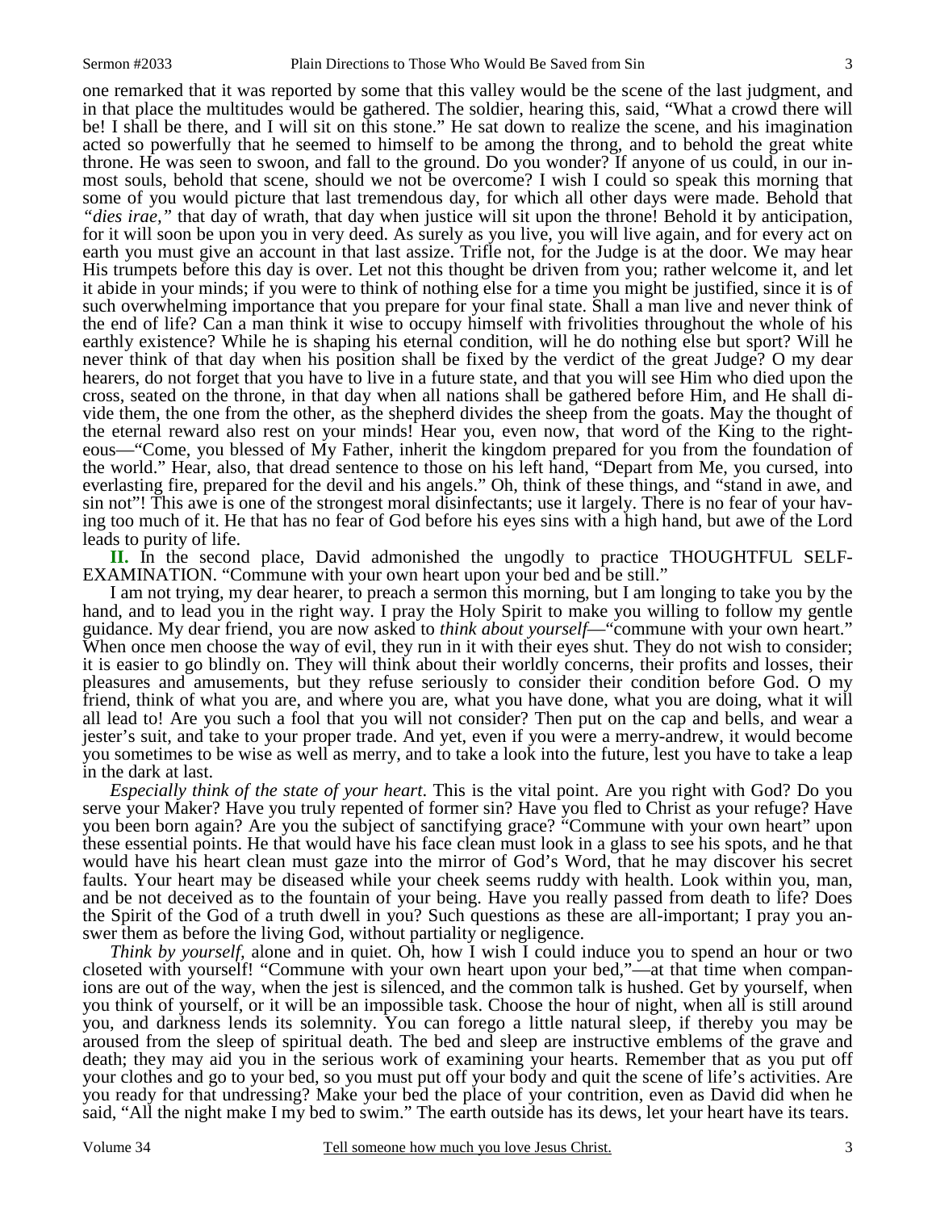one remarked that it was reported by some that this valley would be the scene of the last judgment, and in that place the multitudes would be gathered. The soldier, hearing this, said, "What a crowd there will be! I shall be there, and I will sit on this stone." He sat down to realize the scene, and his imagination acted so powerfully that he seemed to himself to be among the throng, and to behold the great white throne. He was seen to swoon, and fall to the ground. Do you wonder? If anyone of us could, in our inmost souls, behold that scene, should we not be overcome? I wish I could so speak this morning that some of you would picture that last tremendous day, for which all other days were made. Behold that *"dies irae,"* that day of wrath, that day when justice will sit upon the throne! Behold it by anticipation, for it will soon be upon you in very deed. As surely as you live, you will live again, and for every act on earth you must give an account in that last assize. Trifle not, for the Judge is at the door. We may hear His trumpets before this day is over. Let not this thought be driven from you; rather welcome it, and let it abide in your minds; if you were to think of nothing else for a time you might be justified, since it is of such overwhelming importance that you prepare for your final state. Shall a man live and never think of the end of life? Can a man think it wise to occupy himself with frivolities throughout the whole of his earthly existence? While he is shaping his eternal condition, will he do nothing else but sport? Will he never think of that day when his position shall be fixed by the verdict of the great Judge? O my dear hearers, do not forget that you have to live in a future state, and that you will see Him who died upon the cross, seated on the throne, in that day when all nations shall be gathered before Him, and He shall divide them, the one from the other, as the shepherd divides the sheep from the goats. May the thought of the eternal reward also rest on your minds! Hear you, even now, that word of the King to the righteous—"Come, you blessed of My Father, inherit the kingdom prepared for you from the foundation of the world." Hear, also, that dread sentence to those on his left hand, "Depart from Me, you cursed, into everlasting fire, prepared for the devil and his angels." Oh, think of these things, and "stand in awe, and sin not"! This awe is one of the strongest moral disinfectants; use it largely. There is no fear of your having too much of it. He that has no fear of God before his eyes sins with a high hand, but awe of the Lord leads to purity of life.

**II.** In the second place, David admonished the ungodly to practice THOUGHTFUL SELF-EXAMINATION. "Commune with your own heart upon your bed and be still."

I am not trying, my dear hearer, to preach a sermon this morning, but I am longing to take you by the hand, and to lead you in the right way. I pray the Holy Spirit to make you willing to follow my gentle guidance. My dear friend, you are now asked to *think about yourself*—"commune with your own heart." When once men choose the way of evil, they run in it with their eyes shut. They do not wish to consider; it is easier to go blindly on. They will think about their worldly concerns, their profits and losses, their pleasures and amusements, but they refuse seriously to consider their condition before God. O my friend, think of what you are, and where you are, what you have done, what you are doing, what it will all lead to! Are you such a fool that you will not consider? Then put on the cap and bells, and wear a jester's suit, and take to your proper trade. And yet, even if you were a merry-andrew, it would become you sometimes to be wise as well as merry, and to take a look into the future, lest you have to take a leap in the dark at last.

*Especially think of the state of your heart*. This is the vital point. Are you right with God? Do you serve your Maker? Have you truly repented of former sin? Have you fled to Christ as your refuge? Have you been born again? Are you the subject of sanctifying grace? "Commune with your own heart" upon these essential points. He that would have his face clean must look in a glass to see his spots, and he that would have his heart clean must gaze into the mirror of God's Word, that he may discover his secret faults. Your heart may be diseased while your cheek seems ruddy with health. Look within you, man, and be not deceived as to the fountain of your being. Have you really passed from death to life? Does the Spirit of the God of a truth dwell in you? Such questions as these are all-important; I pray you answer them as before the living God, without partiality or negligence.

*Think by yourself,* alone and in quiet. Oh, how I wish I could induce you to spend an hour or two closeted with yourself! "Commune with your own heart upon your bed,"—at that time when companions are out of the way, when the jest is silenced, and the common talk is hushed. Get by yourself, when you think of yourself, or it will be an impossible task. Choose the hour of night, when all is still around you, and darkness lends its solemnity. You can forego a little natural sleep, if thereby you may be aroused from the sleep of spiritual death. The bed and sleep are instructive emblems of the grave and death; they may aid you in the serious work of examining your hearts. Remember that as you put off your clothes and go to your bed, so you must put off your body and quit the scene of life's activities. Are you ready for that undressing? Make your bed the place of your contrition, even as David did when he said, "All the night make I my bed to swim." The earth outside has its dews, let your heart have its tears.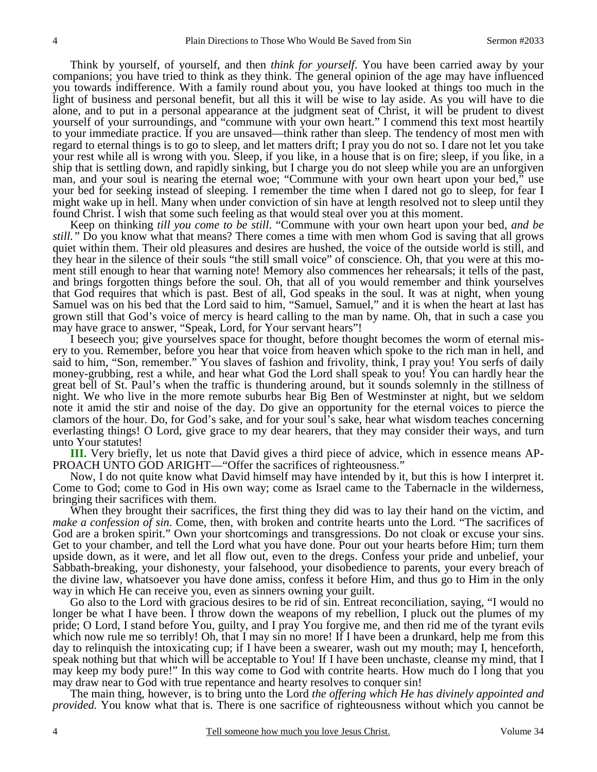Think by yourself, of yourself, and then *think for yourself*. You have been carried away by your companions; you have tried to think as they think. The general opinion of the age may have influenced you towards indifference. With a family round about you, you have looked at things too much in the light of business and personal benefit, but all this it will be wise to lay aside. As you will have to die alone, and to put in a personal appearance at the judgment seat of Christ, it will be prudent to divest yourself of your surroundings, and "commune with your own heart." I commend this text most heartily to your immediate practice. If you are unsaved—think rather than sleep. The tendency of most men with regard to eternal things is to go to sleep, and let matters drift; I pray you do not so. I dare not let you take your rest while all is wrong with you. Sleep, if you like, in a house that is on fire; sleep, if you like, in a ship that is settling down, and rapidly sinking, but I charge you do not sleep while you are an unforgiven man, and your soul is nearing the eternal woe; "Commune with your own heart upon your bed," use your bed for seeking instead of sleeping. I remember the time when I dared not go to sleep, for fear I might wake up in hell. Many when under conviction of sin have at length resolved not to sleep until they found Christ. I wish that some such feeling as that would steal over you at this moment.

Keep on thinking *till you come to be still*. "Commune with your own heart upon your bed, *and be still."* Do you know what that means? There comes a time with men whom God is saving that all grows quiet within them. Their old pleasures and desires are hushed, the voice of the outside world is still, and they hear in the silence of their souls "the still small voice" of conscience. Oh, that you were at this moment still enough to hear that warning note! Memory also commences her rehearsals; it tells of the past, and brings forgotten things before the soul. Oh, that all of you would remember and think yourselves that God requires that which is past. Best of all, God speaks in the soul. It was at night, when young Samuel was on his bed that the Lord said to him, "Samuel, Samuel," and it is when the heart at last has grown still that God's voice of mercy is heard calling to the man by name. Oh, that in such a case you may have grace to answer, "Speak, Lord, for Your servant hears"!

I beseech you; give yourselves space for thought, before thought becomes the worm of eternal misery to you. Remember, before you hear that voice from heaven which spoke to the rich man in hell, and said to him, "Son, remember." You slaves of fashion and frivolity, think, I pray you! You serfs of daily money-grubbing, rest a while, and hear what God the Lord shall speak to you! You can hardly hear the great bell of St. Paul's when the traffic is thundering around, but it sounds solemnly in the stillness of night. We who live in the more remote suburbs hear Big Ben of Westminster at night, but we seldom note it amid the stir and noise of the day. Do give an opportunity for the eternal voices to pierce the clamors of the hour. Do, for God's sake, and for your soul's sake, hear what wisdom teaches concerning everlasting things! O Lord, give grace to my dear hearers, that they may consider their ways, and turn unto Your statutes!

**III.** Very briefly, let us note that David gives a third piece of advice, which in essence means APPROACH UNTO GOD ARIGHT—"Offer the sacrifices of righteousness."

Now, I do not quite know what David himself may have intended by it, but this is how I interpret it. Come to God; come to God in His own way; come as Israel came to the Tabernacle in the wilderness, bringing their sacrifices with them.

When they brought their sacrifices, the first thing they did was to lay their hand on the victim, and *make a confession of sin*. Come, then, with broken and contrite hearts unto the Lord. "The sacrifices of God are a broken spirit." Own your shortcomings and transgressions. Do not cloak or excuse your sins. Get to your chamber, and tell the Lord what you have done. Pour out your hearts before Him; turn them upside down, as it were, and let all flow out, even to the dregs. Confess your pride and unbelief, your Sabbath-breaking, your dishonesty, your falsehood, your disobedience to parents, your every breach of the divine law, whatsoever you have done amiss, confess it before Him, and thus go to Him in the only way in which He can receive you, even as sinners owning your guilt.

Go also to the Lord with gracious desires to be rid of sin. Entreat reconciliation, saying, "I would no longer be what I have been. I throw down the weapons of my rebellion, I pluck out the plumes of my pride; O Lord, I stand before You, guilty, and I pray You forgive me, and then rid me of the tyrant evils which now rule me so terribly! Oh, that I may sin no more! If I have been a drunkard, help me from this day to relinquish the intoxicating cup; if I have been a swearer, wash out my mouth; may I, henceforth, speak nothing but that which will be acceptable to You! If I have been unchaste, cleanse my mind, that I may keep my body pure!" In this way come to God with contrite hearts. How much do I long that you may draw near to God with true repentance and hearty resolves to conquer sin!

The main thing, however, is to bring unto the Lord *the offering which He has divinely appointed and provided.* You know what that is. There is one sacrifice of righteousness without which you cannot be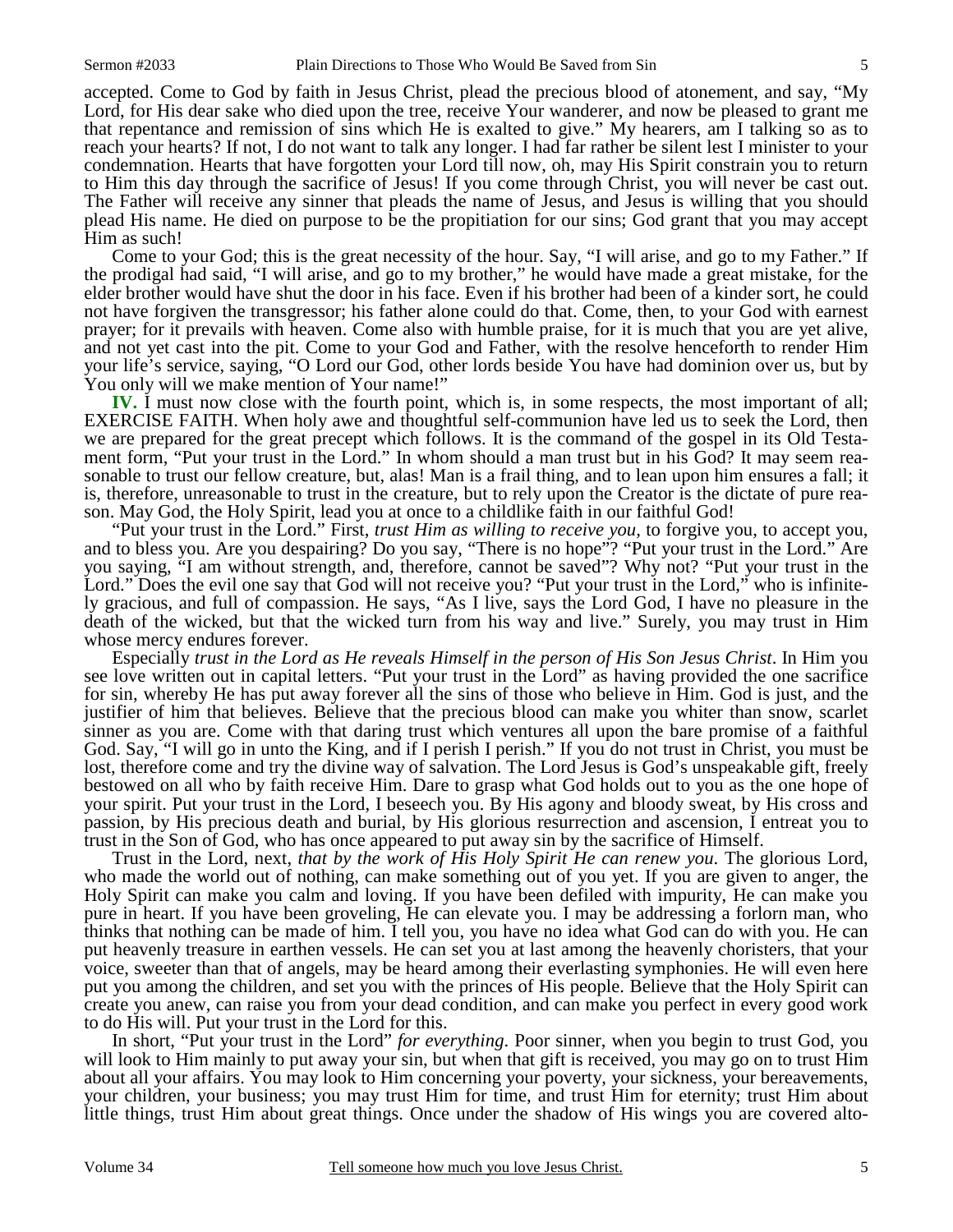accepted. Come to God by faith in Jesus Christ, plead the precious blood of atonement, and say, "My Lord, for His dear sake who died upon the tree, receive Your wanderer, and now be pleased to grant me that repentance and remission of sins which He is exalted to give." My hearers, am I talking so as to reach your hearts? If not, I do not want to talk any longer. I had far rather be silent lest I minister to your condemnation. Hearts that have forgotten your Lord till now, oh, may His Spirit constrain you to return to Him this day through the sacrifice of Jesus! If you come through Christ, you will never be cast out. The Father will receive any sinner that pleads the name of Jesus, and Jesus is willing that you should plead His name. He died on purpose to be the propitiation for our sins; God grant that you may accept Him as such!

Come to your God; this is the great necessity of the hour. Say, "I will arise, and go to my Father." If the prodigal had said, "I will arise, and go to my brother," he would have made a great mistake, for the elder brother would have shut the door in his face. Even if his brother had been of a kinder sort, he could not have forgiven the transgressor; his father alone could do that. Come, then, to your God with earnest prayer; for it prevails with heaven. Come also with humble praise, for it is much that you are yet alive, and not yet cast into the pit. Come to your God and Father, with the resolve henceforth to render Him your life's service, saying, "O Lord our God, other lords beside You have had dominion over us, but by You only will we make mention of Your name!"

**IV.** I must now close with the fourth point, which is, in some respects, the most important of all; EXERCISE FAITH. When holy awe and thoughtful self-communion have led us to seek the Lord, then we are prepared for the great precept which follows. It is the command of the gospel in its Old Testament form, "Put your trust in the Lord." In whom should a man trust but in his God? It may seem reasonable to trust our fellow creature, but, alas! Man is a frail thing, and to lean upon him ensures a fall; it is, therefore, unreasonable to trust in the creature, but to rely upon the Creator is the dictate of pure reason. May God, the Holy Spirit, lead you at once to a childlike faith in our faithful God!

"Put your trust in the Lord." First, *trust Him as willing to receive you,* to forgive you, to accept you, and to bless you. Are you despairing? Do you say, "There is no hope"? "Put your trust in the Lord." Are you saying, "I am without strength, and, therefore, cannot be saved"? Why not? "Put your trust in the Lord." Does the evil one say that God will not receive you? "Put your trust in the Lord," who is infinitely gracious, and full of compassion. He says, "As I live, says the Lord God, I have no pleasure in the death of the wicked, but that the wicked turn from his way and live." Surely, you may trust in Him whose mercy endures forever.

Especially *trust in the Lord as He reveals Himself in the person of His Son Jesus Christ*. In Him you see love written out in capital letters. "Put your trust in the Lord" as having provided the one sacrifice for sin, whereby He has put away forever all the sins of those who believe in Him. God is just, and the justifier of him that believes. Believe that the precious blood can make you whiter than snow, scarlet sinner as you are. Come with that daring trust which ventures all upon the bare promise of a faithful God. Say, "I will go in unto the King, and if I perish I perish." If you do not trust in Christ, you must be lost, therefore come and try the divine way of salvation. The Lord Jesus is God's unspeakable gift, freely bestowed on all who by faith receive Him. Dare to grasp what God holds out to you as the one hope of your spirit. Put your trust in the Lord, I beseech you. By His agony and bloody sweat, by His cross and passion, by His precious death and burial, by His glorious resurrection and ascension, I entreat you to trust in the Son of God, who has once appeared to put away sin by the sacrifice of Himself.

Trust in the Lord, next, *that by the work of His Holy Spirit He can renew you*. The glorious Lord, who made the world out of nothing, can make something out of you yet. If you are given to anger, the Holy Spirit can make you calm and loving. If you have been defiled with impurity, He can make you pure in heart. If you have been groveling, He can elevate you. I may be addressing a forlorn man, who thinks that nothing can be made of him. I tell you, you have no idea what God can do with you. He can put heavenly treasure in earthen vessels. He can set you at last among the heavenly choristers, that your voice, sweeter than that of angels, may be heard among their everlasting symphonies. He will even here put you among the children, and set you with the princes of His people. Believe that the Holy Spirit can create you anew, can raise you from your dead condition, and can make you perfect in every good work to do His will. Put your trust in the Lord for this.

In short, "Put your trust in the Lord" *for everything*. Poor sinner, when you begin to trust God, you will look to Him mainly to put away your sin, but when that gift is received, you may go on to trust Him about all your affairs. You may look to Him concerning your poverty, your sickness, your bereavements, your children, your business; you may trust Him for time, and trust Him for eternity; trust Him about little things, trust Him about great things. Once under the shadow of His wings you are covered alto-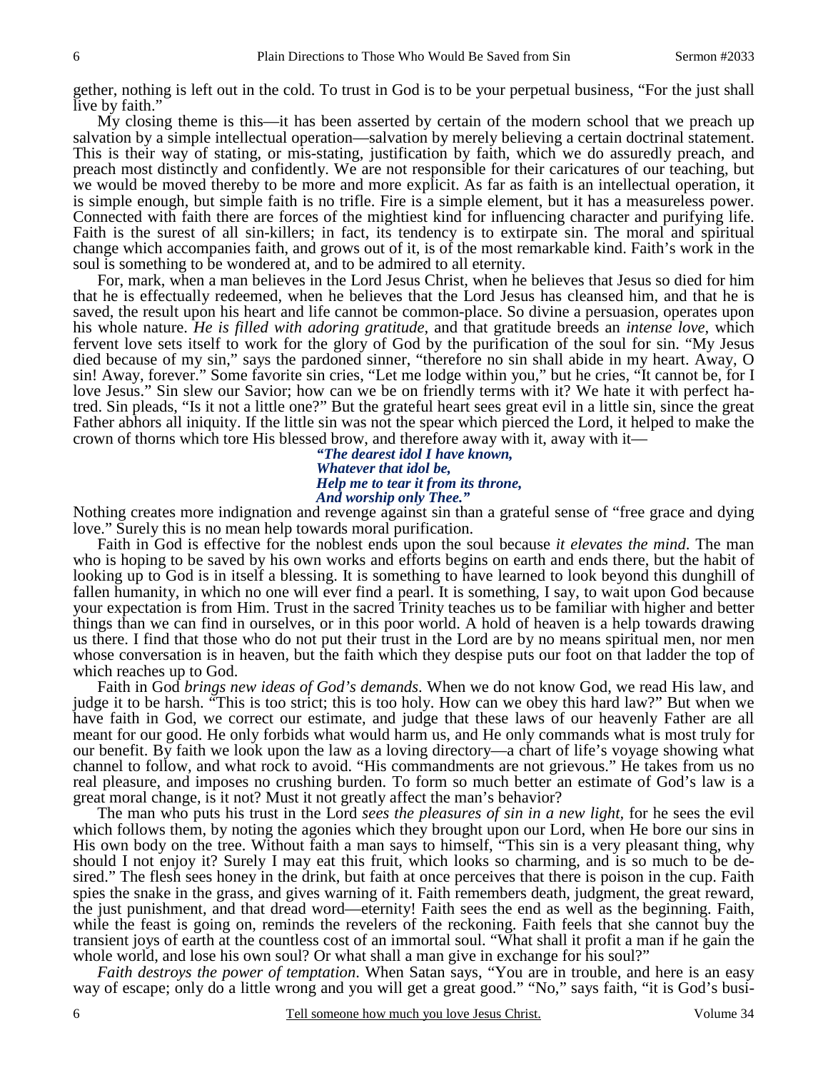gether, nothing is left out in the cold. To trust in God is to be your perpetual business, "For the just shall live by faith."

My closing theme is this—it has been asserted by certain of the modern school that we preach up salvation by a simple intellectual operation—salvation by merely believing a certain doctrinal statement. This is their way of stating, or mis-stating, justification by faith, which we do assuredly preach, and preach most distinctly and confidently. We are not responsible for their caricatures of our teaching, but we would be moved thereby to be more and more explicit. As far as faith is an intellectual operation, it is simple enough, but simple faith is no trifle. Fire is a simple element, but it has a measureless power. Connected with faith there are forces of the mightiest kind for influencing character and purifying life. Faith is the surest of all sin-killers; in fact, its tendency is to extirpate sin. The moral and spiritual change which accompanies faith, and grows out of it, is of the most remarkable kind. Faith's work in the soul is something to be wondered at, and to be admired to all eternity.

For, mark, when a man believes in the Lord Jesus Christ, when he believes that Jesus so died for him that he is effectually redeemed, when he believes that the Lord Jesus has cleansed him, and that he is saved, the result upon his heart and life cannot be common-place. So divine a persuasion, operates upon his whole nature. *He is filled with adoring gratitude*, and that gratitude breeds an *intense love,* which fervent love sets itself to work for the glory of God by the purification of the soul for sin. "My Jesus died because of my sin," says the pardoned sinner, "therefore no sin shall abide in my heart. Away, O sin! Away, forever." Some favorite sin cries, "Let me lodge within you," but he cries, "It cannot be, for I love Jesus." Sin slew our Savior; how can we be on friendly terms with it? We hate it with perfect hatred. Sin pleads, "Is it not a little one?" But the grateful heart sees great evil in a little sin, since the great Father abhors all iniquity. If the little sin was not the spear which pierced the Lord, it helped to make the crown of thorns which tore His blessed brow, and therefore away with it, away with it—

> ***"The dearest idol I have known,***
> ***Whatever that idol be,***
> ***Help me to tear it from its throne,***
> ***And worship only Thee."***

Nothing creates more indignation and revenge against sin than a grateful sense of "free grace and dying love." Surely this is no mean help towards moral purification.

Faith in God is effective for the noblest ends upon the soul because *it elevates the mind*. The man who is hoping to be saved by his own works and efforts begins on earth and ends there, but the habit of looking up to God is in itself a blessing. It is something to have learned to look beyond this dunghill of fallen humanity, in which no one will ever find a pearl. It is something, I say, to wait upon God because your expectation is from Him. Trust in the sacred Trinity teaches us to be familiar with higher and better things than we can find in ourselves, or in this poor world. A hold of heaven is a help towards drawing us there. I find that those who do not put their trust in the Lord are by no means spiritual men, nor men whose conversation is in heaven, but the faith which they despise puts our foot on that ladder the top of which reaches up to God.

Faith in God *brings new ideas of God's demands*. When we do not know God, we read His law, and judge it to be harsh. "This is too strict; this is too holy. How can we obey this hard law?" But when we have faith in God, we correct our estimate, and judge that these laws of our heavenly Father are all meant for our good. He only forbids what would harm us, and He only commands what is most truly for our benefit. By faith we look upon the law as a loving directory—a chart of life's voyage showing what channel to follow, and what rock to avoid. "His commandments are not grievous." He takes from us no real pleasure, and imposes no crushing burden. To form so much better an estimate of God's law is a great moral change, is it not? Must it not greatly affect the man's behavior?

The man who puts his trust in the Lord *sees the pleasures of sin in a new light*, for he sees the evil which follows them, by noting the agonies which they brought upon our Lord, when He bore our sins in His own body on the tree. Without faith a man says to himself, "This sin is a very pleasant thing, why should I not enjoy it? Surely I may eat this fruit, which looks so charming, and is so much to be desired." The flesh sees honey in the drink, but faith at once perceives that there is poison in the cup. Faith spies the snake in the grass, and gives warning of it. Faith remembers death, judgment, the great reward, the just punishment, and that dread word—eternity! Faith sees the end as well as the beginning. Faith, while the feast is going on, reminds the revelers of the reckoning. Faith feels that she cannot buy the transient joys of earth at the countless cost of an immortal soul. "What shall it profit a man if he gain the whole world, and lose his own soul? Or what shall a man give in exchange for his soul?"

*Faith destroys the power of temptation*. When Satan says, "You are in trouble, and here is an easy way of escape; only do a little wrong and you will get a great good." "No," says faith, "it is God's busi-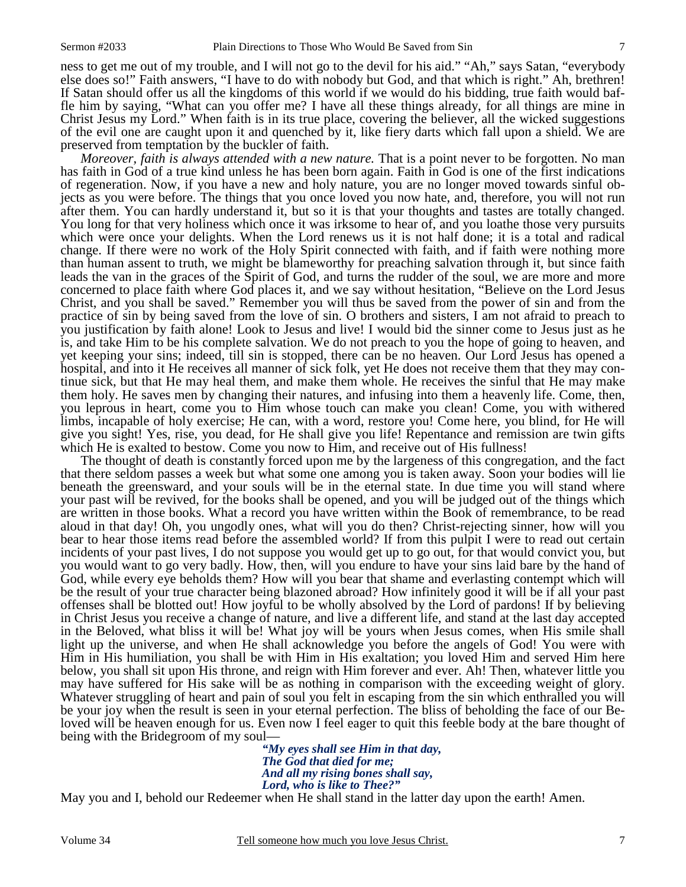ness to get me out of my trouble, and I will not go to the devil for his aid." "Ah," says Satan, "everybody else does so!" Faith answers, "I have to do with nobody but God, and that which is right." Ah, brethren! If Satan should offer us all the kingdoms of this world if we would do his bidding, true faith would baffle him by saying, "What can you offer me? I have all these things already, for all things are mine in Christ Jesus my Lord." When faith is in its true place, covering the believer, all the wicked suggestions of the evil one are caught upon it and quenched by it, like fiery darts which fall upon a shield. We are preserved from temptation by the buckler of faith.

*Moreover, faith is always attended with a new nature.* That is a point never to be forgotten. No man has faith in God of a true kind unless he has been born again. Faith in God is one of the first indications of regeneration. Now, if you have a new and holy nature, you are no longer moved towards sinful objects as you were before. The things that you once loved you now hate, and, therefore, you will not run after them. You can hardly understand it, but so it is that your thoughts and tastes are totally changed. You long for that very holiness which once it was irksome to hear of, and you loathe those very pursuits which were once your delights. When the Lord renews us it is not half done; it is a total and radical change. If there were no work of the Holy Spirit connected with faith, and if faith were nothing more than human assent to truth, we might be blameworthy for preaching salvation through it, but since faith leads the van in the graces of the Spirit of God, and turns the rudder of the soul, we are more and more concerned to place faith where God places it, and we say without hesitation, "Believe on the Lord Jesus Christ, and you shall be saved." Remember you will thus be saved from the power of sin and from the practice of sin by being saved from the love of sin. O brothers and sisters, I am not afraid to preach to you justification by faith alone! Look to Jesus and live! I would bid the sinner come to Jesus just as he is, and take Him to be his complete salvation. We do not preach to you the hope of going to heaven, and yet keeping your sins; indeed, till sin is stopped, there can be no heaven. Our Lord Jesus has opened a hospital, and into it He receives all manner of sick folk, yet He does not receive them that they may continue sick, but that He may heal them, and make them whole. He receives the sinful that He may make them holy. He saves men by changing their natures, and infusing into them a heavenly life. Come, then, you leprous in heart, come you to Him whose touch can make you clean! Come, you with withered limbs, incapable of holy exercise; He can, with a word, restore you! Come here, you blind, for He will give you sight! Yes, rise, you dead, for He shall give you life! Repentance and remission are twin gifts which He is exalted to bestow. Come you now to Him, and receive out of His fullness!

The thought of death is constantly forced upon me by the largeness of this congregation, and the fact that there seldom passes a week but what some one among you is taken away. Soon your bodies will lie beneath the greensward, and your souls will be in the eternal state. In due time you will stand where your past will be revived, for the books shall be opened, and you will be judged out of the things which are written in those books. What a record you have written within the Book of remembrance, to be read aloud in that day! Oh, you ungodly ones, what will you do then? Christ-rejecting sinner, how will you bear to hear those items read before the assembled world? If from this pulpit I were to read out certain incidents of your past lives, I do not suppose you would get up to go out, for that would convict you, but you would want to go very badly. How, then, will you endure to have your sins laid bare by the hand of God, while every eye beholds them? How will you bear that shame and everlasting contempt which will be the result of your true character being blazoned abroad? How infinitely good it will be if all your past offenses shall be blotted out! How joyful to be wholly absolved by the Lord of pardons! If by believing in Christ Jesus you receive a change of nature, and live a different life, and stand at the last day accepted in the Beloved, what bliss it will be! What joy will be yours when Jesus comes, when His smile shall light up the universe, and when He shall acknowledge you before the angels of God! You were with Him in His humiliation, you shall be with Him in His exaltation; you loved Him and served Him here below, you shall sit upon His throne, and reign with Him forever and ever. Ah! Then, whatever little you may have suffered for His sake will be as nothing in comparison with the exceeding weight of glory. Whatever struggling of heart and pain of soul you felt in escaping from the sin which enthralled you will be your joy when the result is seen in your eternal perfection. The bliss of beholding the face of our Beloved will be heaven enough for us. Even now I feel eager to quit this feeble body at the bare thought of being with the Bridegroom of my soul—

> ***"My eyes shall see Him in that day,***
> ***The God that died for me;***
> ***And all my rising bones shall say,***
> ***Lord, who is like to Thee?"***

May you and I, behold our Redeemer when He shall stand in the latter day upon the earth! Amen.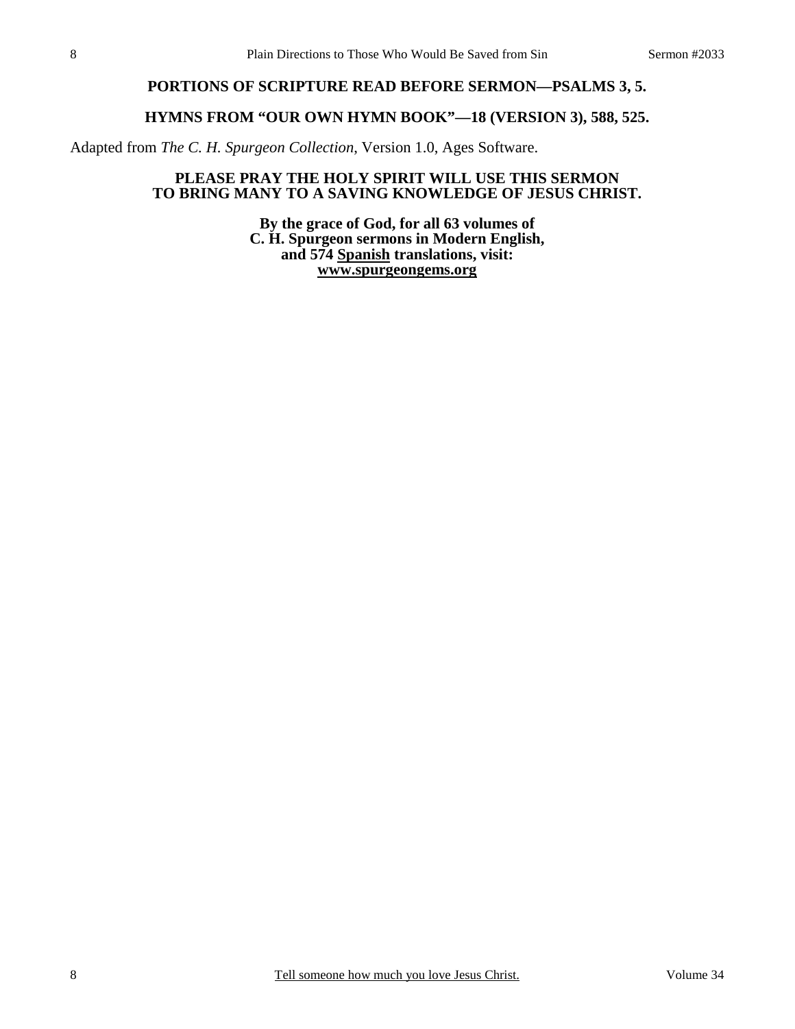**PORTIONS OF SCRIPTURE READ BEFORE SERMON—PSALMS 3, 5.**

**HYMNS FROM "OUR OWN HYMN BOOK"—18 (VERSION 3), 588, 525.**

Adapted from *The C. H. Spurgeon Collection*, Version 1.0, Ages Software.

**PLEASE PRAY THE HOLY SPIRIT WILL USE THIS SERMON TO BRING MANY TO A SAVING KNOWLEDGE OF JESUS CHRIST.**

**By the grace of God, for all 63 volumes of C. H. Spurgeon sermons in Modern English, and 574 Spanish translations, visit: www.spurgeongems.org**